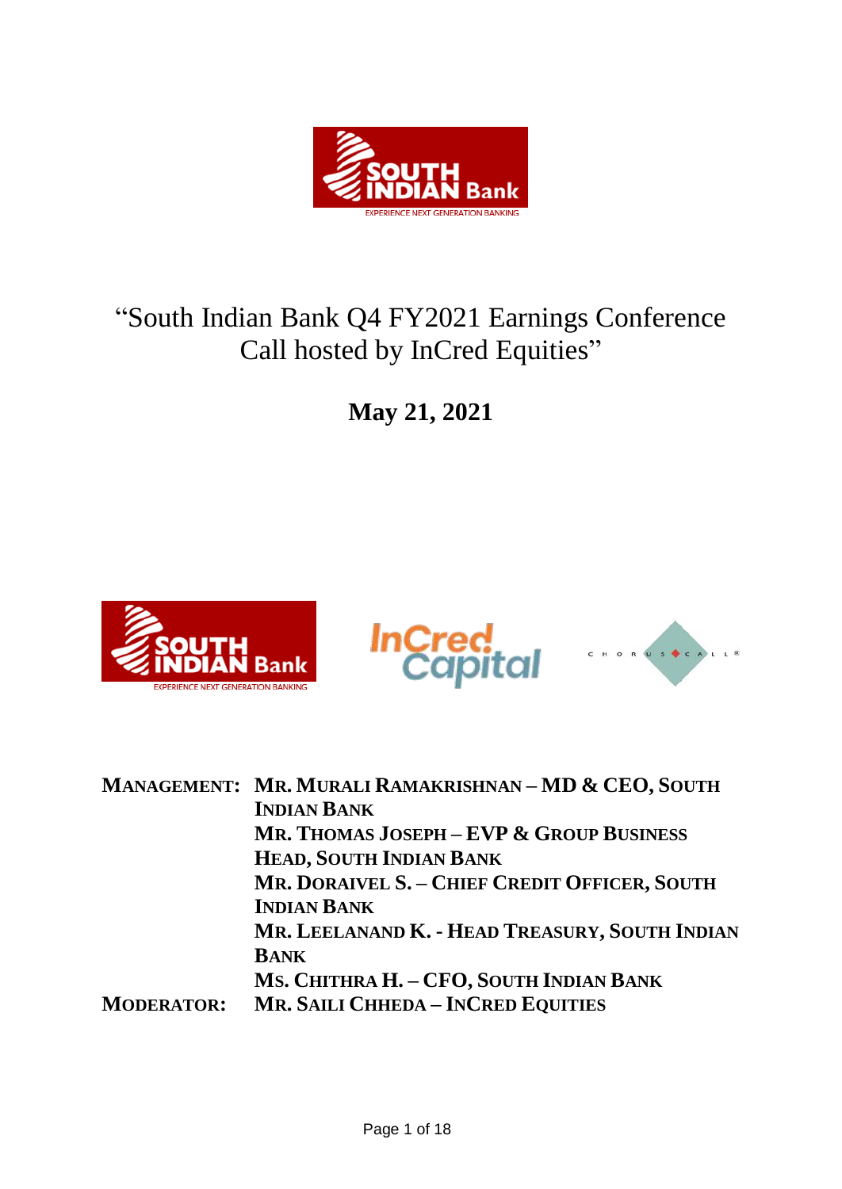# "South Indian Bank Q4 FY2021 Earnings Conference Call hosted by InCred Equities"

**May 21, 2021**

**MANAGEMENT:** **MR. MURALI RAMAKRISHNAN – MD & CEO, SOUTH INDIAN BANK**
**MR. THOMAS JOSEPH – EVP & GROUP BUSINESS HEAD, SOUTH INDIAN BANK**
**MR. DORAIVEL S. – CHIEF CREDIT OFFICER, SOUTH INDIAN BANK**
**MR. LEELANAND K. - HEAD TREASURY, SOUTH INDIAN BANK**
**MS. CHITHRA H. – CFO, SOUTH INDIAN BANK**

**MODERATOR:** **MR. SAILI CHHEDA – INCRED EQUITIES**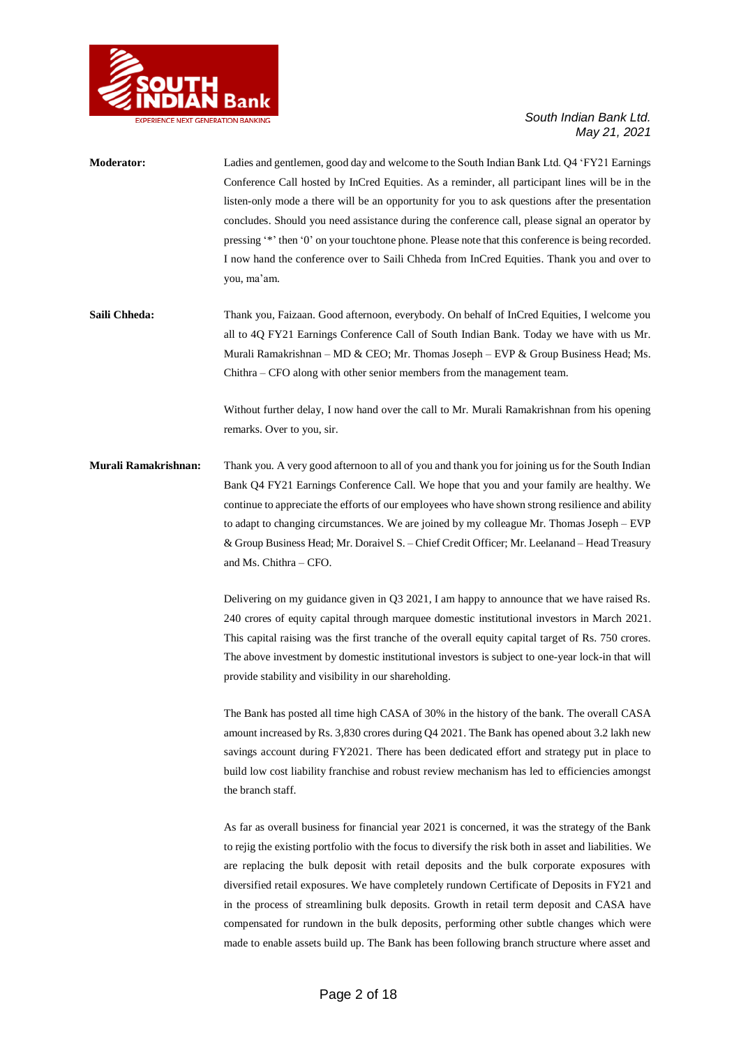**Moderator:** Ladies and gentlemen, good day and welcome to the South Indian Bank Ltd. Q4 'FY21 Earnings Conference Call hosted by InCred Equities. As a reminder, all participant lines will be in the listen-only mode a there will be an opportunity for you to ask questions after the presentation concludes. Should you need assistance during the conference call, please signal an operator by pressing '*' then '0' on your touchtone phone. Please note that this conference is being recorded. I now hand the conference over to Saili Chheda from InCred Equities. Thank you and over to you, ma'am.

**Saili Chheda:** Thank you, Faizaan. Good afternoon, everybody. On behalf of InCred Equities, I welcome you all to 4Q FY21 Earnings Conference Call of South Indian Bank. Today we have with us Mr. Murali Ramakrishnan – MD & CEO; Mr. Thomas Joseph – EVP & Group Business Head; Ms. Chithra – CFO along with other senior members from the management team.

Without further delay, I now hand over the call to Mr. Murali Ramakrishnan from his opening remarks. Over to you, sir.

**Murali Ramakrishnan:** Thank you. A very good afternoon to all of you and thank you for joining us for the South Indian Bank Q4 FY21 Earnings Conference Call. We hope that you and your family are healthy. We continue to appreciate the efforts of our employees who have shown strong resilience and ability to adapt to changing circumstances. We are joined by my colleague Mr. Thomas Joseph – EVP & Group Business Head; Mr. Doraivel S. – Chief Credit Officer; Mr. Leelanand – Head Treasury and Ms. Chithra – CFO.

Delivering on my guidance given in Q3 2021, I am happy to announce that we have raised Rs. 240 crores of equity capital through marquee domestic institutional investors in March 2021. This capital raising was the first tranche of the overall equity capital target of Rs. 750 crores. The above investment by domestic institutional investors is subject to one-year lock-in that will provide stability and visibility in our shareholding.

The Bank has posted all time high CASA of 30% in the history of the bank. The overall CASA amount increased by Rs. 3,830 crores during Q4 2021. The Bank has opened about 3.2 lakh new savings account during FY2021. There has been dedicated effort and strategy put in place to build low cost liability franchise and robust review mechanism has led to efficiencies amongst the branch staff.

As far as overall business for financial year 2021 is concerned, it was the strategy of the Bank to rejig the existing portfolio with the focus to diversify the risk both in asset and liabilities. We are replacing the bulk deposit with retail deposits and the bulk corporate exposures with diversified retail exposures. We have completely rundown Certificate of Deposits in FY21 and in the process of streamlining bulk deposits. Growth in retail term deposit and CASA have compensated for rundown in the bulk deposits, performing other subtle changes which were made to enable assets build up. The Bank has been following branch structure where asset and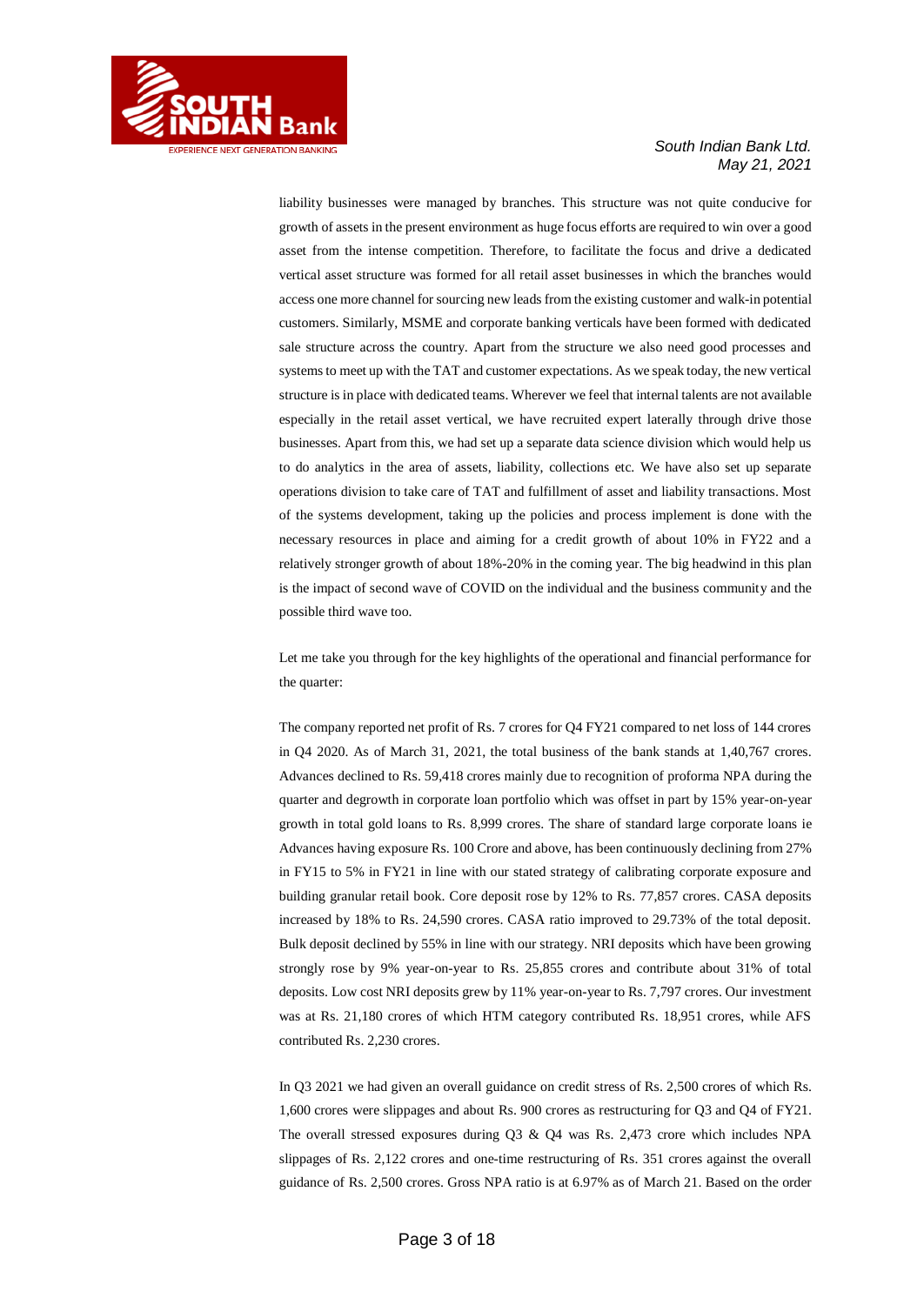liability businesses were managed by branches. This structure was not quite conducive for growth of assets in the present environment as huge focus efforts are required to win over a good asset from the intense competition. Therefore, to facilitate the focus and drive a dedicated vertical asset structure was formed for all retail asset businesses in which the branches would access one more channel for sourcing new leads from the existing customer and walk-in potential customers. Similarly, MSME and corporate banking verticals have been formed with dedicated sale structure across the country. Apart from the structure we also need good processes and systems to meet up with the TAT and customer expectations. As we speak today, the new vertical structure is in place with dedicated teams. Wherever we feel that internal talents are not available especially in the retail asset vertical, we have recruited expert laterally through drive those businesses. Apart from this, we had set up a separate data science division which would help us to do analytics in the area of assets, liability, collections etc. We have also set up separate operations division to take care of TAT and fulfillment of asset and liability transactions. Most of the systems development, taking up the policies and process implement is done with the necessary resources in place and aiming for a credit growth of about 10% in FY22 and a relatively stronger growth of about 18%-20% in the coming year. The big headwind in this plan is the impact of second wave of COVID on the individual and the business community and the possible third wave too.

Let me take you through for the key highlights of the operational and financial performance for the quarter:

The company reported net profit of Rs. 7 crores for Q4 FY21 compared to net loss of 144 crores in Q4 2020. As of March 31, 2021, the total business of the bank stands at 1,40,767 crores. Advances declined to Rs. 59,418 crores mainly due to recognition of proforma NPA during the quarter and degrowth in corporate loan portfolio which was offset in part by 15% year-on-year growth in total gold loans to Rs. 8,999 crores. The share of standard large corporate loans ie Advances having exposure Rs. 100 Crore and above, has been continuously declining from 27% in FY15 to 5% in FY21 in line with our stated strategy of calibrating corporate exposure and building granular retail book. Core deposit rose by 12% to Rs. 77,857 crores. CASA deposits increased by 18% to Rs. 24,590 crores. CASA ratio improved to 29.73% of the total deposit. Bulk deposit declined by 55% in line with our strategy. NRI deposits which have been growing strongly rose by 9% year-on-year to Rs. 25,855 crores and contribute about 31% of total deposits. Low cost NRI deposits grew by 11% year-on-year to Rs. 7,797 crores. Our investment was at Rs. 21,180 crores of which HTM category contributed Rs. 18,951 crores, while AFS contributed Rs. 2,230 crores.

In Q3 2021 we had given an overall guidance on credit stress of Rs. 2,500 crores of which Rs. 1,600 crores were slippages and about Rs. 900 crores as restructuring for Q3 and Q4 of FY21. The overall stressed exposures during Q3 & Q4 was Rs. 2,473 crore which includes NPA slippages of Rs. 2,122 crores and one-time restructuring of Rs. 351 crores against the overall guidance of Rs. 2,500 crores. Gross NPA ratio is at 6.97% as of March 21. Based on the order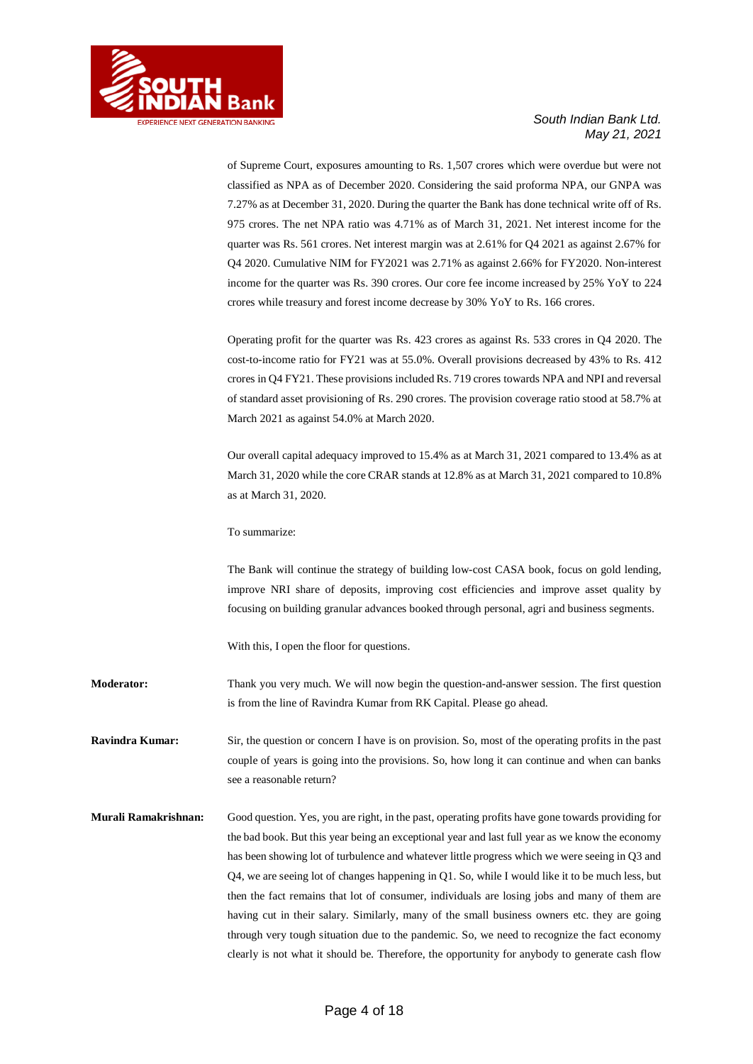of Supreme Court, exposures amounting to Rs. 1,507 crores which were overdue but were not classified as NPA as of December 2020. Considering the said proforma NPA, our GNPA was 7.27% as at December 31, 2020. During the quarter the Bank has done technical write off of Rs. 975 crores. The net NPA ratio was 4.71% as of March 31, 2021. Net interest income for the quarter was Rs. 561 crores. Net interest margin was at 2.61% for Q4 2021 as against 2.67% for Q4 2020. Cumulative NIM for FY2021 was 2.71% as against 2.66% for FY2020. Non-interest income for the quarter was Rs. 390 crores. Our core fee income increased by 25% YoY to 224 crores while treasury and forest income decrease by 30% YoY to Rs. 166 crores.

Operating profit for the quarter was Rs. 423 crores as against Rs. 533 crores in Q4 2020. The cost-to-income ratio for FY21 was at 55.0%. Overall provisions decreased by 43% to Rs. 412 crores in Q4 FY21. These provisions included Rs. 719 crores towards NPA and NPI and reversal of standard asset provisioning of Rs. 290 crores. The provision coverage ratio stood at 58.7% at March 2021 as against 54.0% at March 2020.

Our overall capital adequacy improved to 15.4% as at March 31, 2021 compared to 13.4% as at March 31, 2020 while the core CRAR stands at 12.8% as at March 31, 2021 compared to 10.8% as at March 31, 2020.

To summarize:

The Bank will continue the strategy of building low-cost CASA book, focus on gold lending, improve NRI share of deposits, improving cost efficiencies and improve asset quality by focusing on building granular advances booked through personal, agri and business segments.

With this, I open the floor for questions.

**Moderator:** Thank you very much. We will now begin the question-and-answer session. The first question is from the line of Ravindra Kumar from RK Capital. Please go ahead.

**Ravindra Kumar:** Sir, the question or concern I have is on provision. So, most of the operating profits in the past couple of years is going into the provisions. So, how long it can continue and when can banks see a reasonable return?

**Murali Ramakrishnan:** Good question. Yes, you are right, in the past, operating profits have gone towards providing for the bad book. But this year being an exceptional year and last full year as we know the economy has been showing lot of turbulence and whatever little progress which we were seeing in Q3 and Q4, we are seeing lot of changes happening in Q1. So, while I would like it to be much less, but then the fact remains that lot of consumer, individuals are losing jobs and many of them are having cut in their salary. Similarly, many of the small business owners etc. they are going through very tough situation due to the pandemic. So, we need to recognize the fact economy clearly is not what it should be. Therefore, the opportunity for anybody to generate cash flow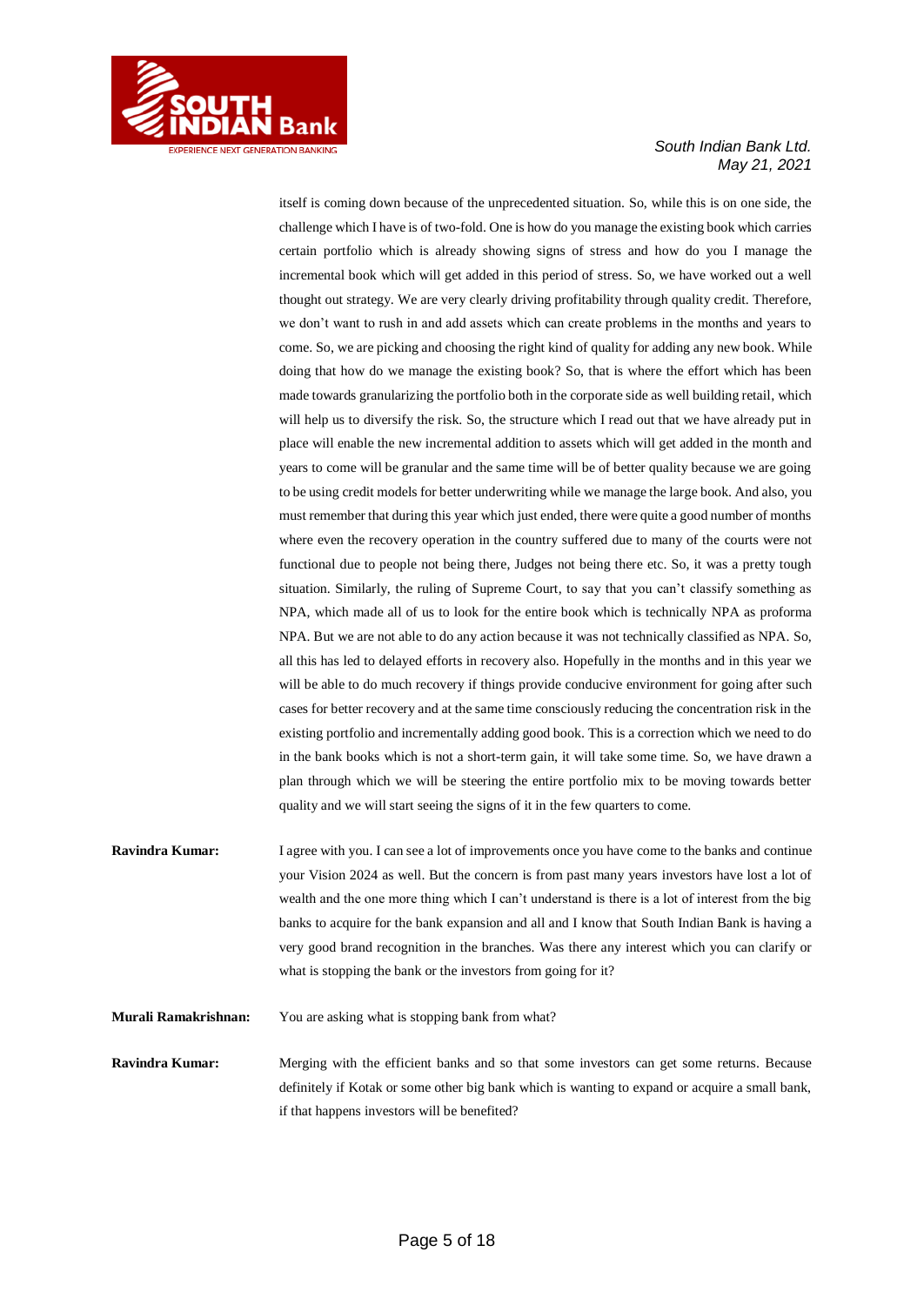itself is coming down because of the unprecedented situation. So, while this is on one side, the challenge which I have is of two-fold. One is how do you manage the existing book which carries certain portfolio which is already showing signs of stress and how do you I manage the incremental book which will get added in this period of stress. So, we have worked out a well thought out strategy. We are very clearly driving profitability through quality credit. Therefore, we don't want to rush in and add assets which can create problems in the months and years to come. So, we are picking and choosing the right kind of quality for adding any new book. While doing that how do we manage the existing book? So, that is where the effort which has been made towards granularizing the portfolio both in the corporate side as well building retail, which will help us to diversify the risk. So, the structure which I read out that we have already put in place will enable the new incremental addition to assets which will get added in the month and years to come will be granular and the same time will be of better quality because we are going to be using credit models for better underwriting while we manage the large book. And also, you must remember that during this year which just ended, there were quite a good number of months where even the recovery operation in the country suffered due to many of the courts were not functional due to people not being there, Judges not being there etc. So, it was a pretty tough situation. Similarly, the ruling of Supreme Court, to say that you can't classify something as NPA, which made all of us to look for the entire book which is technically NPA as proforma NPA. But we are not able to do any action because it was not technically classified as NPA. So, all this has led to delayed efforts in recovery also. Hopefully in the months and in this year we will be able to do much recovery if things provide conducive environment for going after such cases for better recovery and at the same time consciously reducing the concentration risk in the existing portfolio and incrementally adding good book. This is a correction which we need to do in the bank books which is not a short-term gain, it will take some time. So, we have drawn a plan through which we will be steering the entire portfolio mix to be moving towards better quality and we will start seeing the signs of it in the few quarters to come.

**Ravindra Kumar:** I agree with you. I can see a lot of improvements once you have come to the banks and continue your Vision 2024 as well. But the concern is from past many years investors have lost a lot of wealth and the one more thing which I can't understand is there is a lot of interest from the big banks to acquire for the bank expansion and all and I know that South Indian Bank is having a very good brand recognition in the branches. Was there any interest which you can clarify or what is stopping the bank or the investors from going for it?

**Murali Ramakrishnan:** You are asking what is stopping bank from what?

**Ravindra Kumar:** Merging with the efficient banks and so that some investors can get some returns. Because definitely if Kotak or some other big bank which is wanting to expand or acquire a small bank, if that happens investors will be benefited?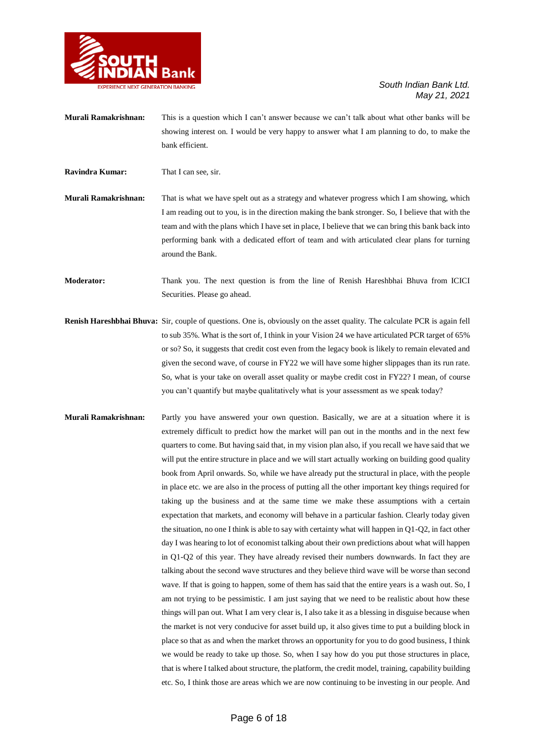**Murali Ramakrishnan:** This is a question which I can't answer because we can't talk about what other banks will be showing interest on. I would be very happy to answer what I am planning to do, to make the bank efficient.

**Ravindra Kumar:** That I can see, sir.

**Murali Ramakrishnan:** That is what we have spelt out as a strategy and whatever progress which I am showing, which I am reading out to you, is in the direction making the bank stronger. So, I believe that with the team and with the plans which I have set in place, I believe that we can bring this bank back into performing bank with a dedicated effort of team and with articulated clear plans for turning around the Bank.

**Moderator:** Thank you. The next question is from the line of Renish Hareshbhai Bhuva from ICICI Securities. Please go ahead.

**Renish Hareshbhai Bhuva:** Sir, couple of questions. One is, obviously on the asset quality. The calculate PCR is again fell to sub 35%. What is the sort of, I think in your Vision 24 we have articulated PCR target of 65% or so? So, it suggests that credit cost even from the legacy book is likely to remain elevated and given the second wave, of course in FY22 we will have some higher slippages than its run rate. So, what is your take on overall asset quality or maybe credit cost in FY22? I mean, of course you can't quantify but maybe qualitatively what is your assessment as we speak today?

**Murali Ramakrishnan:** Partly you have answered your own question. Basically, we are at a situation where it is extremely difficult to predict how the market will pan out in the months and in the next few quarters to come. But having said that, in my vision plan also, if you recall we have said that we will put the entire structure in place and we will start actually working on building good quality book from April onwards. So, while we have already put the structural in place, with the people in place etc. we are also in the process of putting all the other important key things required for taking up the business and at the same time we make these assumptions with a certain expectation that markets, and economy will behave in a particular fashion. Clearly today given the situation, no one I think is able to say with certainty what will happen in Q1-Q2, in fact other day I was hearing to lot of economist talking about their own predictions about what will happen in Q1-Q2 of this year. They have already revised their numbers downwards. In fact they are talking about the second wave structures and they believe third wave will be worse than second wave. If that is going to happen, some of them has said that the entire years is a wash out. So, I am not trying to be pessimistic. I am just saying that we need to be realistic about how these things will pan out. What I am very clear is, I also take it as a blessing in disguise because when the market is not very conducive for asset build up, it also gives time to put a building block in place so that as and when the market throws an opportunity for you to do good business, I think we would be ready to take up those. So, when I say how do you put those structures in place, that is where I talked about structure, the platform, the credit model, training, capability building etc. So, I think those are areas which we are now continuing to be investing in our people. And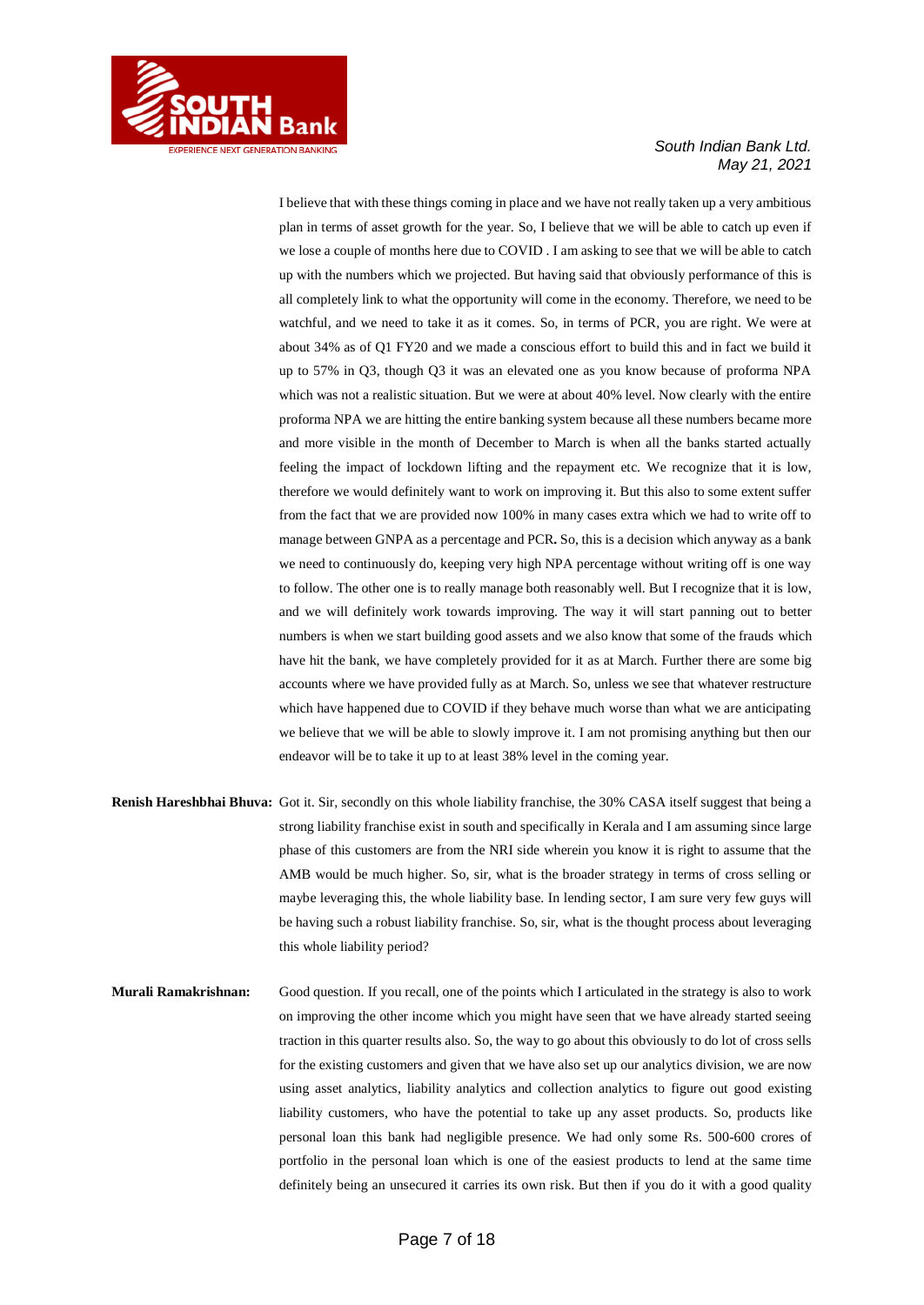I believe that with these things coming in place and we have not really taken up a very ambitious plan in terms of asset growth for the year. So, I believe that we will be able to catch up even if we lose a couple of months here due to COVID . I am asking to see that we will be able to catch up with the numbers which we projected. But having said that obviously performance of this is all completely link to what the opportunity will come in the economy. Therefore, we need to be watchful, and we need to take it as it comes. So, in terms of PCR, you are right. We were at about 34% as of Q1 FY20 and we made a conscious effort to build this and in fact we build it up to 57% in Q3, though Q3 it was an elevated one as you know because of proforma NPA which was not a realistic situation. But we were at about 40% level. Now clearly with the entire proforma NPA we are hitting the entire banking system because all these numbers became more and more visible in the month of December to March is when all the banks started actually feeling the impact of lockdown lifting and the repayment etc. We recognize that it is low, therefore we would definitely want to work on improving it. But this also to some extent suffer from the fact that we are provided now 100% in many cases extra which we had to write off to manage between GNPA as a percentage and PCR**.** So, this is a decision which anyway as a bank we need to continuously do, keeping very high NPA percentage without writing off is one way to follow. The other one is to really manage both reasonably well. But I recognize that it is low, and we will definitely work towards improving. The way it will start panning out to better numbers is when we start building good assets and we also know that some of the frauds which have hit the bank, we have completely provided for it as at March. Further there are some big accounts where we have provided fully as at March. So, unless we see that whatever restructure which have happened due to COVID if they behave much worse than what we are anticipating we believe that we will be able to slowly improve it. I am not promising anything but then our endeavor will be to take it up to at least 38% level in the coming year.

**Renish Hareshbhai Bhuva:** Got it. Sir, secondly on this whole liability franchise, the 30% CASA itself suggest that being a strong liability franchise exist in south and specifically in Kerala and I am assuming since large phase of this customers are from the NRI side wherein you know it is right to assume that the AMB would be much higher. So, sir, what is the broader strategy in terms of cross selling or maybe leveraging this, the whole liability base. In lending sector, I am sure very few guys will be having such a robust liability franchise. So, sir, what is the thought process about leveraging this whole liability period?

**Murali Ramakrishnan:** Good question. If you recall, one of the points which I articulated in the strategy is also to work on improving the other income which you might have seen that we have already started seeing traction in this quarter results also. So, the way to go about this obviously to do lot of cross sells for the existing customers and given that we have also set up our analytics division, we are now using asset analytics, liability analytics and collection analytics to figure out good existing liability customers, who have the potential to take up any asset products. So, products like personal loan this bank had negligible presence. We had only some Rs. 500-600 crores of portfolio in the personal loan which is one of the easiest products to lend at the same time definitely being an unsecured it carries its own risk. But then if you do it with a good quality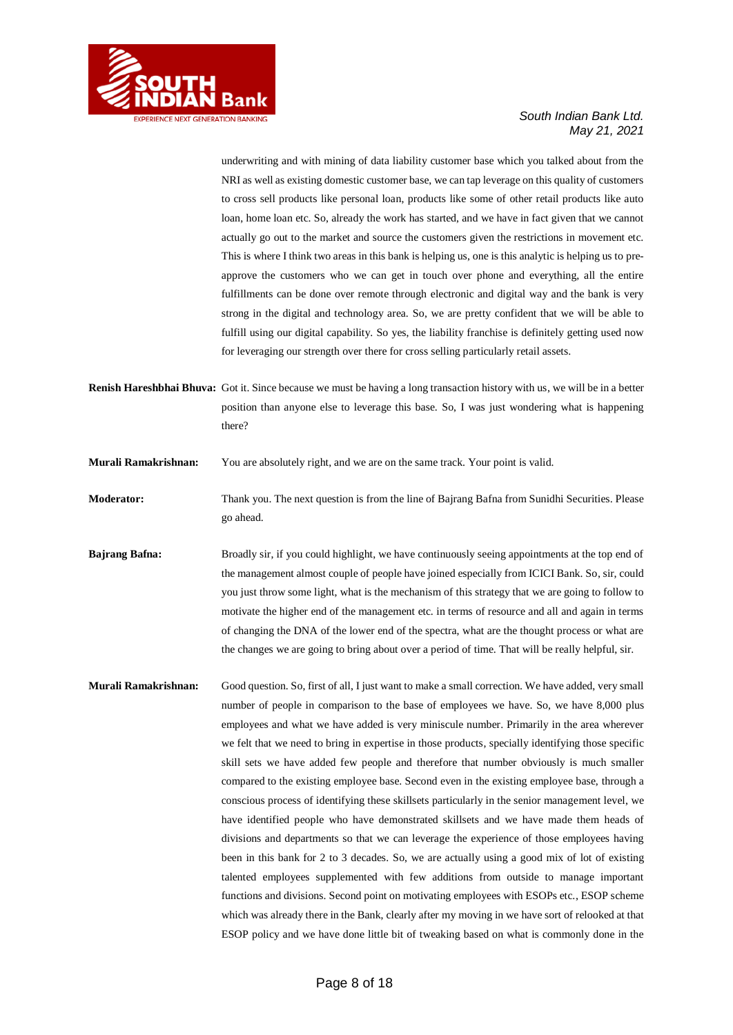underwriting and with mining of data liability customer base which you talked about from the NRI as well as existing domestic customer base, we can tap leverage on this quality of customers to cross sell products like personal loan, products like some of other retail products like auto loan, home loan etc. So, already the work has started, and we have in fact given that we cannot actually go out to the market and source the customers given the restrictions in movement etc. This is where I think two areas in this bank is helping us, one is this analytic is helping us to pre-approve the customers who we can get in touch over phone and everything, all the entire fulfillments can be done over remote through electronic and digital way and the bank is very strong in the digital and technology area. So, we are pretty confident that we will be able to fulfill using our digital capability. So yes, the liability franchise is definitely getting used now for leveraging our strength over there for cross selling particularly retail assets.

**Renish Hareshbhai Bhuva:** Got it. Since because we must be having a long transaction history with us, we will be in a better position than anyone else to leverage this base. So, I was just wondering what is happening there?

**Murali Ramakrishnan:** You are absolutely right, and we are on the same track. Your point is valid.

**Moderator:** Thank you. The next question is from the line of Bajrang Bafna from Sunidhi Securities. Please go ahead.

**Bajrang Bafna:** Broadly sir, if you could highlight, we have continuously seeing appointments at the top end of the management almost couple of people have joined especially from ICICI Bank. So, sir, could you just throw some light, what is the mechanism of this strategy that we are going to follow to motivate the higher end of the management etc. in terms of resource and all and again in terms of changing the DNA of the lower end of the spectra, what are the thought process or what are the changes we are going to bring about over a period of time. That will be really helpful, sir.

**Murali Ramakrishnan:** Good question. So, first of all, I just want to make a small correction. We have added, very small number of people in comparison to the base of employees we have. So, we have 8,000 plus employees and what we have added is very miniscule number. Primarily in the area wherever we felt that we need to bring in expertise in those products, specially identifying those specific skill sets we have added few people and therefore that number obviously is much smaller compared to the existing employee base. Second even in the existing employee base, through a conscious process of identifying these skillsets particularly in the senior management level, we have identified people who have demonstrated skillsets and we have made them heads of divisions and departments so that we can leverage the experience of those employees having been in this bank for 2 to 3 decades. So, we are actually using a good mix of lot of existing talented employees supplemented with few additions from outside to manage important functions and divisions. Second point on motivating employees with ESOPs etc., ESOP scheme which was already there in the Bank, clearly after my moving in we have sort of relooked at that ESOP policy and we have done little bit of tweaking based on what is commonly done in the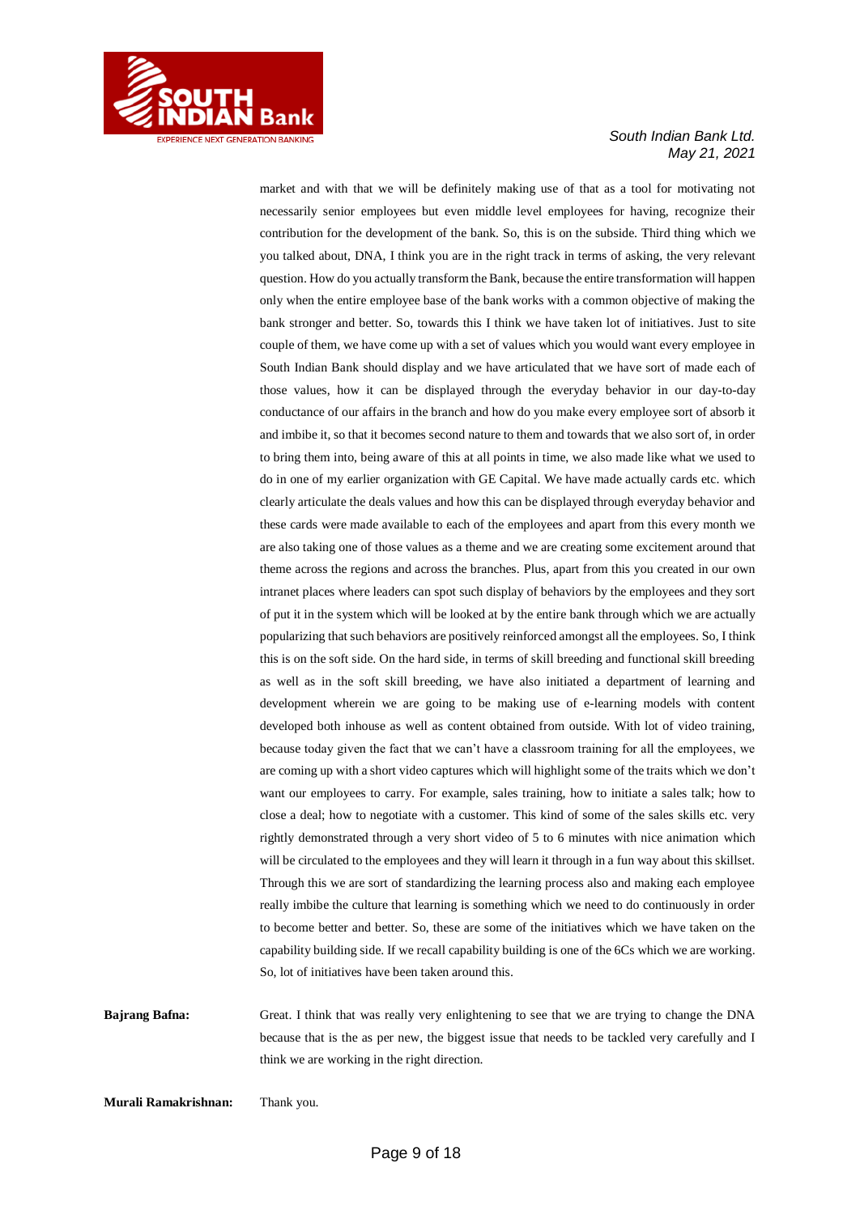market and with that we will be definitely making use of that as a tool for motivating not necessarily senior employees but even middle level employees for having, recognize their contribution for the development of the bank. So, this is on the subside. Third thing which we you talked about, DNA, I think you are in the right track in terms of asking, the very relevant question. How do you actually transform the Bank, because the entire transformation will happen only when the entire employee base of the bank works with a common objective of making the bank stronger and better. So, towards this I think we have taken lot of initiatives. Just to site couple of them, we have come up with a set of values which you would want every employee in South Indian Bank should display and we have articulated that we have sort of made each of those values, how it can be displayed through the everyday behavior in our day-to-day conductance of our affairs in the branch and how do you make every employee sort of absorb it and imbibe it, so that it becomes second nature to them and towards that we also sort of, in order to bring them into, being aware of this at all points in time, we also made like what we used to do in one of my earlier organization with GE Capital. We have made actually cards etc. which clearly articulate the deals values and how this can be displayed through everyday behavior and these cards were made available to each of the employees and apart from this every month we are also taking one of those values as a theme and we are creating some excitement around that theme across the regions and across the branches. Plus, apart from this you created in our own intranet places where leaders can spot such display of behaviors by the employees and they sort of put it in the system which will be looked at by the entire bank through which we are actually popularizing that such behaviors are positively reinforced amongst all the employees. So, I think this is on the soft side. On the hard side, in terms of skill breeding and functional skill breeding as well as in the soft skill breeding, we have also initiated a department of learning and development wherein we are going to be making use of e-learning models with content developed both inhouse as well as content obtained from outside. With lot of video training, because today given the fact that we can't have a classroom training for all the employees, we are coming up with a short video captures which will highlight some of the traits which we don't want our employees to carry. For example, sales training, how to initiate a sales talk; how to close a deal; how to negotiate with a customer. This kind of some of the sales skills etc. very rightly demonstrated through a very short video of 5 to 6 minutes with nice animation which will be circulated to the employees and they will learn it through in a fun way about this skillset. Through this we are sort of standardizing the learning process also and making each employee really imbibe the culture that learning is something which we need to do continuously in order to become better and better. So, these are some of the initiatives which we have taken on the capability building side. If we recall capability building is one of the 6Cs which we are working. So, lot of initiatives have been taken around this.

**Bajrang Bafna:** Great. I think that was really very enlightening to see that we are trying to change the DNA because that is the as per new, the biggest issue that needs to be tackled very carefully and I think we are working in the right direction.

**Murali Ramakrishnan:** Thank you.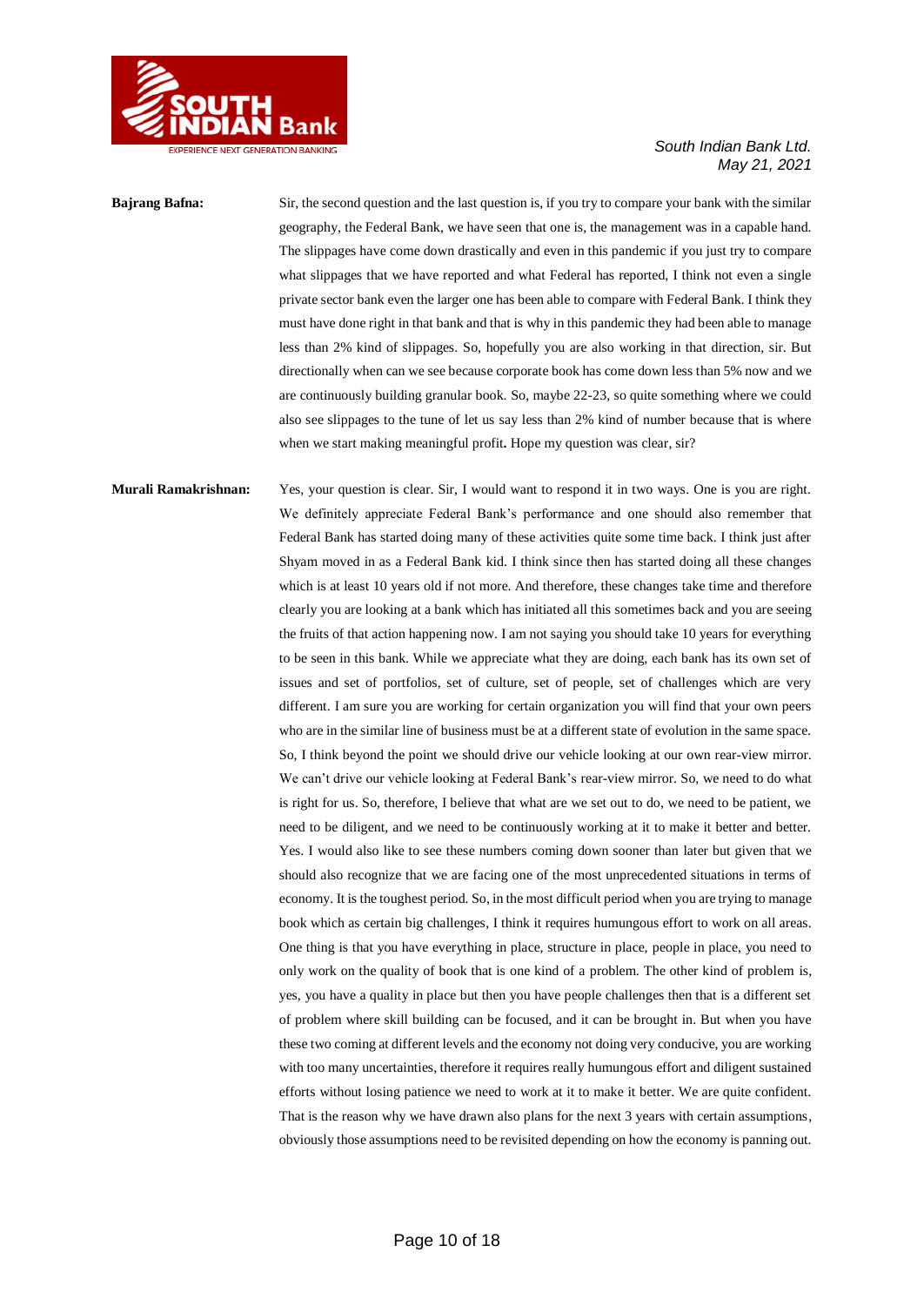**Bajrang Bafna:** Sir, the second question and the last question is, if you try to compare your bank with the similar geography, the Federal Bank, we have seen that one is, the management was in a capable hand. The slippages have come down drastically and even in this pandemic if you just try to compare what slippages that we have reported and what Federal has reported, I think not even a single private sector bank even the larger one has been able to compare with Federal Bank. I think they must have done right in that bank and that is why in this pandemic they had been able to manage less than 2% kind of slippages. So, hopefully you are also working in that direction, sir. But directionally when can we see because corporate book has come down less than 5% now and we are continuously building granular book. So, maybe 22-23, so quite something where we could also see slippages to the tune of let us say less than 2% kind of number because that is where when we start making meaningful profit**.** Hope my question was clear, sir?

**Murali Ramakrishnan:** Yes, your question is clear. Sir, I would want to respond it in two ways. One is you are right. We definitely appreciate Federal Bank's performance and one should also remember that Federal Bank has started doing many of these activities quite some time back. I think just after Shyam moved in as a Federal Bank kid. I think since then has started doing all these changes which is at least 10 years old if not more. And therefore, these changes take time and therefore clearly you are looking at a bank which has initiated all this sometimes back and you are seeing the fruits of that action happening now. I am not saying you should take 10 years for everything to be seen in this bank. While we appreciate what they are doing, each bank has its own set of issues and set of portfolios, set of culture, set of people, set of challenges which are very different. I am sure you are working for certain organization you will find that your own peers who are in the similar line of business must be at a different state of evolution in the same space. So, I think beyond the point we should drive our vehicle looking at our own rear-view mirror. We can't drive our vehicle looking at Federal Bank's rear-view mirror. So, we need to do what is right for us. So, therefore, I believe that what are we set out to do, we need to be patient, we need to be diligent, and we need to be continuously working at it to make it better and better. Yes. I would also like to see these numbers coming down sooner than later but given that we should also recognize that we are facing one of the most unprecedented situations in terms of economy. It is the toughest period. So, in the most difficult period when you are trying to manage book which as certain big challenges, I think it requires humungous effort to work on all areas. One thing is that you have everything in place, structure in place, people in place, you need to only work on the quality of book that is one kind of a problem. The other kind of problem is, yes, you have a quality in place but then you have people challenges then that is a different set of problem where skill building can be focused, and it can be brought in. But when you have these two coming at different levels and the economy not doing very conducive, you are working with too many uncertainties, therefore it requires really humungous effort and diligent sustained efforts without losing patience we need to work at it to make it better. We are quite confident. That is the reason why we have drawn also plans for the next 3 years with certain assumptions, obviously those assumptions need to be revisited depending on how the economy is panning out.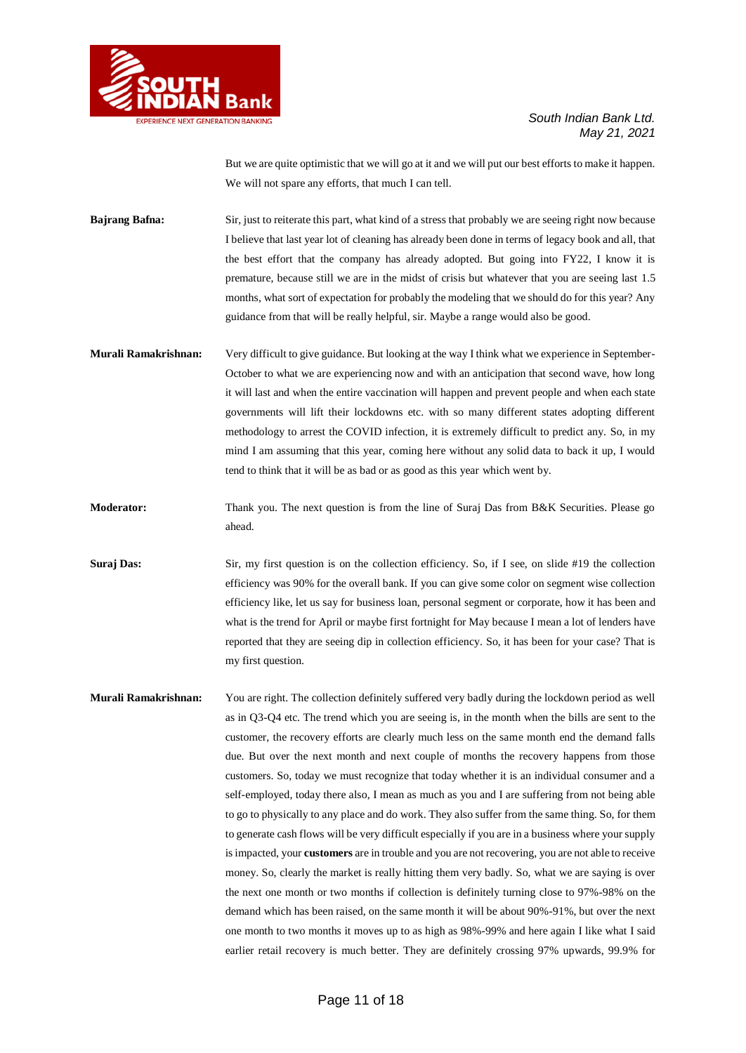But we are quite optimistic that we will go at it and we will put our best efforts to make it happen. We will not spare any efforts, that much I can tell.

**Bajrang Bafna:** Sir, just to reiterate this part, what kind of a stress that probably we are seeing right now because I believe that last year lot of cleaning has already been done in terms of legacy book and all, that the best effort that the company has already adopted. But going into FY22, I know it is premature, because still we are in the midst of crisis but whatever that you are seeing last 1.5 months, what sort of expectation for probably the modeling that we should do for this year? Any guidance from that will be really helpful, sir. Maybe a range would also be good.

**Murali Ramakrishnan:** Very difficult to give guidance. But looking at the way I think what we experience in September-October to what we are experiencing now and with an anticipation that second wave, how long it will last and when the entire vaccination will happen and prevent people and when each state governments will lift their lockdowns etc. with so many different states adopting different methodology to arrest the COVID infection, it is extremely difficult to predict any. So, in my mind I am assuming that this year, coming here without any solid data to back it up, I would tend to think that it will be as bad or as good as this year which went by.

**Moderator:** Thank you. The next question is from the line of Suraj Das from B&K Securities. Please go ahead.

**Suraj Das:** Sir, my first question is on the collection efficiency. So, if I see, on slide #19 the collection efficiency was 90% for the overall bank. If you can give some color on segment wise collection efficiency like, let us say for business loan, personal segment or corporate, how it has been and what is the trend for April or maybe first fortnight for May because I mean a lot of lenders have reported that they are seeing dip in collection efficiency. So, it has been for your case? That is my first question.

**Murali Ramakrishnan:** You are right. The collection definitely suffered very badly during the lockdown period as well as in Q3-Q4 etc. The trend which you are seeing is, in the month when the bills are sent to the customer, the recovery efforts are clearly much less on the same month end the demand falls due. But over the next month and next couple of months the recovery happens from those customers. So, today we must recognize that today whether it is an individual consumer and a self-employed, today there also, I mean as much as you and I are suffering from not being able to go to physically to any place and do work. They also suffer from the same thing. So, for them to generate cash flows will be very difficult especially if you are in a business where your supply is impacted, your **customers** are in trouble and you are not recovering, you are not able to receive money. So, clearly the market is really hitting them very badly. So, what we are saying is over the next one month or two months if collection is definitely turning close to 97%-98% on the demand which has been raised, on the same month it will be about 90%-91%, but over the next one month to two months it moves up to as high as 98%-99% and here again I like what I said earlier retail recovery is much better. They are definitely crossing 97% upwards, 99.9% for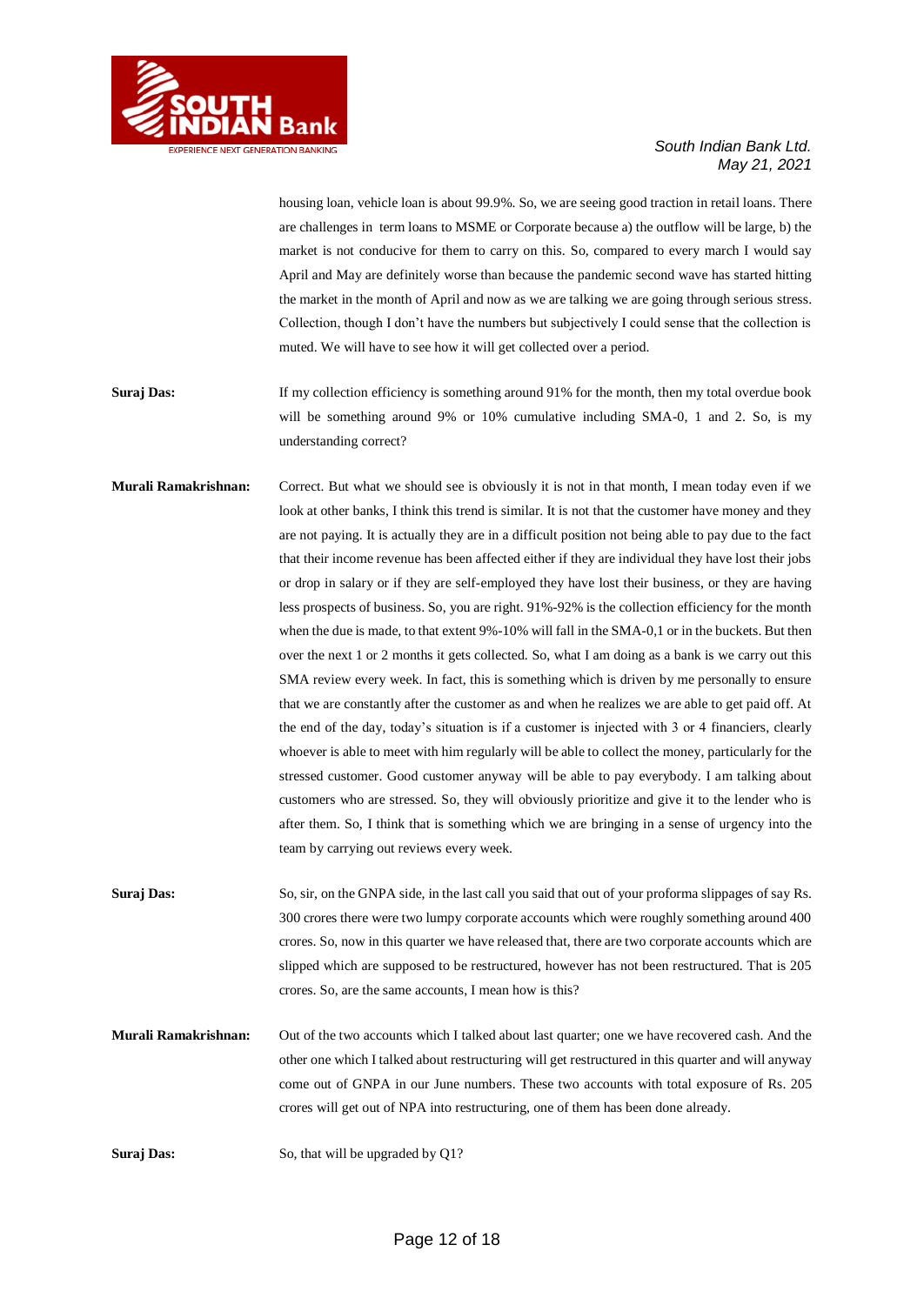housing loan, vehicle loan is about 99.9%. So, we are seeing good traction in retail loans. There are challenges in term loans to MSME or Corporate because a) the outflow will be large, b) the market is not conducive for them to carry on this. So, compared to every march I would say April and May are definitely worse than because the pandemic second wave has started hitting the market in the month of April and now as we are talking we are going through serious stress. Collection, though I don't have the numbers but subjectively I could sense that the collection is muted. We will have to see how it will get collected over a period.

**Suraj Das:** If my collection efficiency is something around 91% for the month, then my total overdue book will be something around 9% or 10% cumulative including SMA-0, 1 and 2. So, is my understanding correct?

**Murali Ramakrishnan:** Correct. But what we should see is obviously it is not in that month, I mean today even if we look at other banks, I think this trend is similar. It is not that the customer have money and they are not paying. It is actually they are in a difficult position not being able to pay due to the fact that their income revenue has been affected either if they are individual they have lost their jobs or drop in salary or if they are self-employed they have lost their business, or they are having less prospects of business. So, you are right. 91%-92% is the collection efficiency for the month when the due is made, to that extent 9%-10% will fall in the SMA-0,1 or in the buckets. But then over the next 1 or 2 months it gets collected. So, what I am doing as a bank is we carry out this SMA review every week. In fact, this is something which is driven by me personally to ensure that we are constantly after the customer as and when he realizes we are able to get paid off. At the end of the day, today's situation is if a customer is injected with 3 or 4 financiers, clearly whoever is able to meet with him regularly will be able to collect the money, particularly for the stressed customer. Good customer anyway will be able to pay everybody. I am talking about customers who are stressed. So, they will obviously prioritize and give it to the lender who is after them. So, I think that is something which we are bringing in a sense of urgency into the team by carrying out reviews every week.

**Suraj Das:** So, sir, on the GNPA side, in the last call you said that out of your proforma slippages of say Rs. 300 crores there were two lumpy corporate accounts which were roughly something around 400 crores. So, now in this quarter we have released that, there are two corporate accounts which are slipped which are supposed to be restructured, however has not been restructured. That is 205 crores. So, are the same accounts, I mean how is this?

**Murali Ramakrishnan:** Out of the two accounts which I talked about last quarter; one we have recovered cash. And the other one which I talked about restructuring will get restructured in this quarter and will anyway come out of GNPA in our June numbers. These two accounts with total exposure of Rs. 205 crores will get out of NPA into restructuring, one of them has been done already.

**Suraj Das:** So, that will be upgraded by Q1?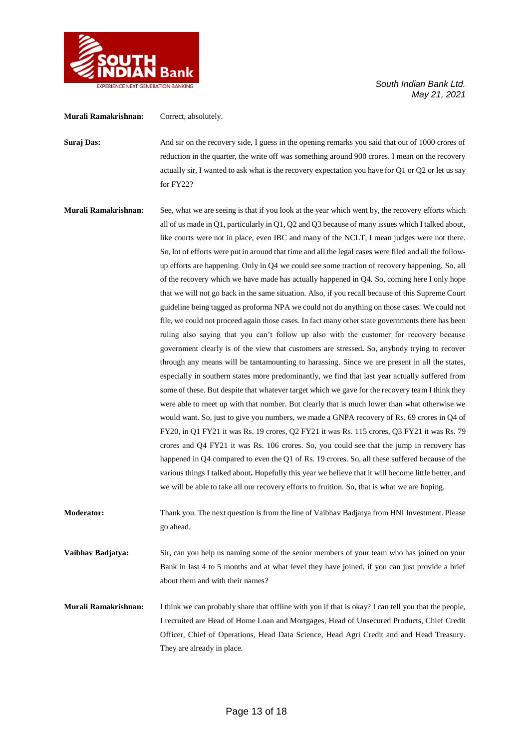**Murali Ramakrishnan:** Correct, absolutely.

**Suraj Das:** And sir on the recovery side, I guess in the opening remarks you said that out of 1000 crores of reduction in the quarter, the write off was something around 900 crores. I mean on the recovery actually sir, I wanted to ask what is the recovery expectation you have for Q1 or Q2 or let us say for FY22?

**Murali Ramakrishnan:** See, what we are seeing is that if you look at the year which went by, the recovery efforts which all of us made in Q1, particularly in Q1, Q2 and Q3 because of many issues which I talked about, like courts were not in place, even IBC and many of the NCLT, I mean judges were not there. So, lot of efforts were put in around that time and all the legal cases were filed and all the follow-up efforts are happening. Only in Q4 we could see some traction of recovery happening. So, all of the recovery which we have made has actually happened in Q4. So, coming here I only hope that we will not go back in the same situation. Also, if you recall because of this Supreme Court guideline being tagged as proforma NPA we could not do anything on those cases. We could not file, we could not proceed again those cases. In fact many other state governments there has been ruling also saying that you can't follow up also with the customer for recovery because government clearly is of the view that customers are stressed**.** So, anybody trying to recover through any means will be tantamounting to harassing. Since we are present in all the states, especially in southern states more predominantly, we find that last year actually suffered from some of these. But despite that whatever target which we gave for the recovery team I think they were able to meet up with that number. But clearly that is much lower than what otherwise we would want. So, just to give you numbers, we made a GNPA recovery of Rs. 69 crores in Q4 of FY20, in Q1 FY21 it was Rs. 19 crores, Q2 FY21 it was Rs. 115 crores, Q3 FY21 it was Rs. 79 crores and Q4 FY21 it was Rs. 106 crores. So, you could see that the jump in recovery has happened in Q4 compared to even the Q1 of Rs. 19 crores. So, all these suffered because of the various things I talked about**.** Hopefully this year we believe that it will become little better, and we will be able to take all our recovery efforts to fruition. So, that is what we are hoping.

**Moderator:** Thank you. The next question is from the line of Vaibhav Badjatya from HNI Investment. Please go ahead.

**Vaibhav Badjatya:** Sir, can you help us naming some of the senior members of your team who has joined on your Bank in last 4 to 5 months and at what level they have joined, if you can just provide a brief about them and with their names?

**Murali Ramakrishnan:** I think we can probably share that offline with you if that is okay? I can tell you that the people, I recruited are Head of Home Loan and Mortgages, Head of Unsecured Products, Chief Credit Officer, Chief of Operations, Head Data Science, Head Agri Credit and and Head Treasury. They are already in place.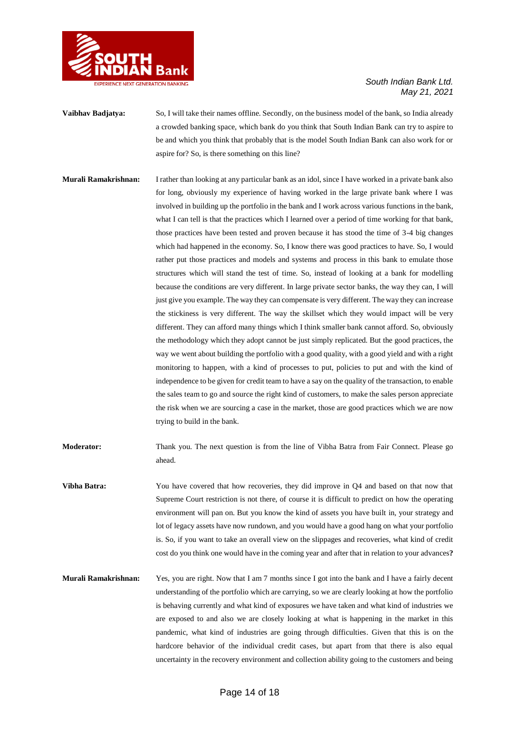**Vaibhav Badjatya:** So, I will take their names offline. Secondly, on the business model of the bank, so India already a crowded banking space, which bank do you think that South Indian Bank can try to aspire to be and which you think that probably that is the model South Indian Bank can also work for or aspire for? So, is there something on this line?

**Murali Ramakrishnan:** I rather than looking at any particular bank as an idol, since I have worked in a private bank also for long, obviously my experience of having worked in the large private bank where I was involved in building up the portfolio in the bank and I work across various functions in the bank, what I can tell is that the practices which I learned over a period of time working for that bank, those practices have been tested and proven because it has stood the time of 3-4 big changes which had happened in the economy. So, I know there was good practices to have. So, I would rather put those practices and models and systems and process in this bank to emulate those structures which will stand the test of time. So, instead of looking at a bank for modelling because the conditions are very different. In large private sector banks, the way they can, I will just give you example. The way they can compensate is very different. The way they can increase the stickiness is very different. The way the skillset which they would impact will be very different. They can afford many things which I think smaller bank cannot afford. So, obviously the methodology which they adopt cannot be just simply replicated. But the good practices, the way we went about building the portfolio with a good quality, with a good yield and with a right monitoring to happen, with a kind of processes to put, policies to put and with the kind of independence to be given for credit team to have a say on the quality of the transaction, to enable the sales team to go and source the right kind of customers, to make the sales person appreciate the risk when we are sourcing a case in the market, those are good practices which we are now trying to build in the bank.

**Moderator:** Thank you. The next question is from the line of Vibha Batra from Fair Connect. Please go ahead.

**Vibha Batra:** You have covered that how recoveries, they did improve in Q4 and based on that now that Supreme Court restriction is not there, of course it is difficult to predict on how the operating environment will pan on. But you know the kind of assets you have built in, your strategy and lot of legacy assets have now rundown, and you would have a good hang on what your portfolio is. So, if you want to take an overall view on the slippages and recoveries, what kind of credit cost do you think one would have in the coming year and after that in relation to your advances?

**Murali Ramakrishnan:** Yes, you are right. Now that I am 7 months since I got into the bank and I have a fairly decent understanding of the portfolio which are carrying, so we are clearly looking at how the portfolio is behaving currently and what kind of exposures we have taken and what kind of industries we are exposed to and also we are closely looking at what is happening in the market in this pandemic, what kind of industries are going through difficulties. Given that this is on the hardcore behavior of the individual credit cases, but apart from that there is also equal uncertainty in the recovery environment and collection ability going to the customers and being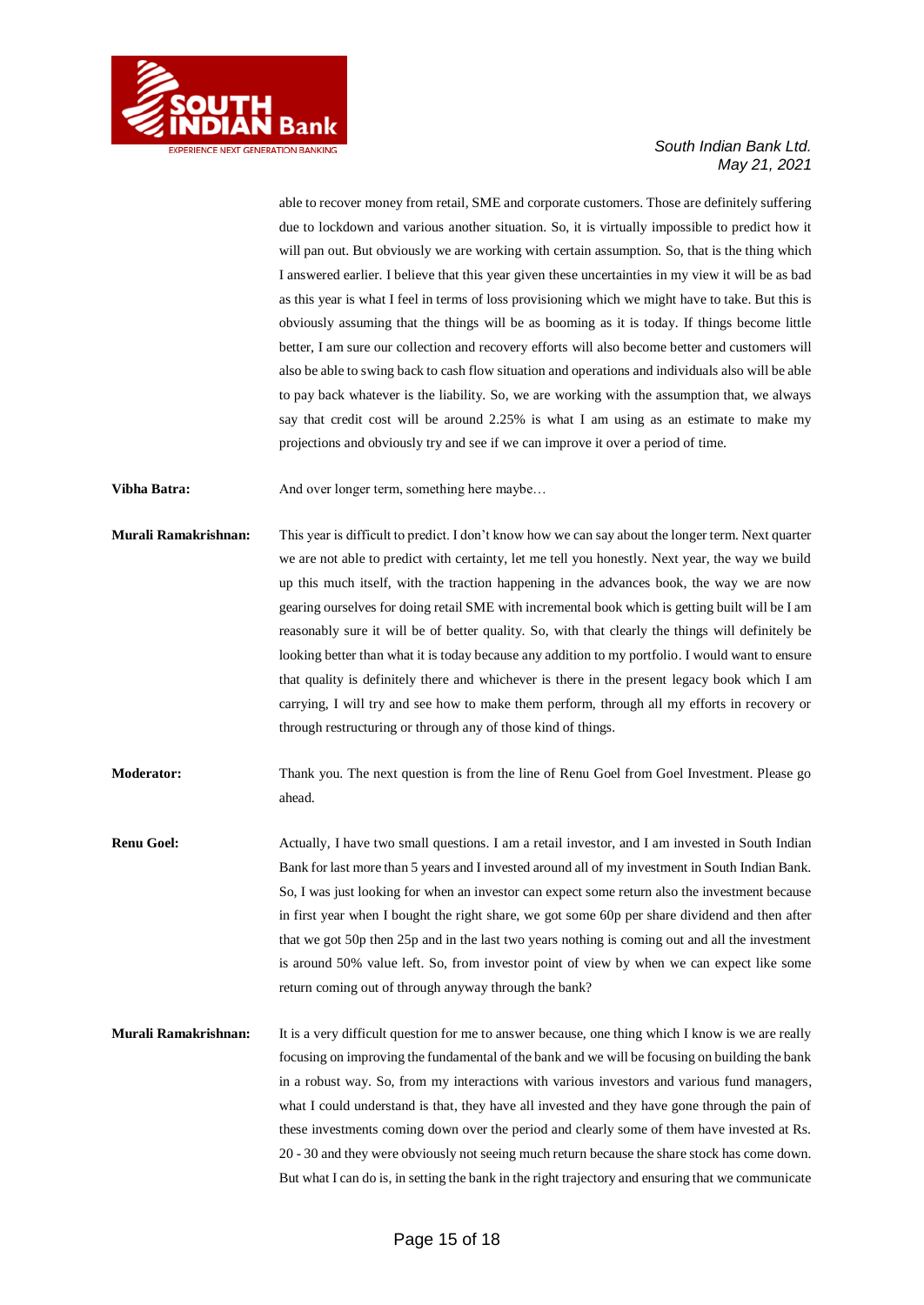able to recover money from retail, SME and corporate customers. Those are definitely suffering due to lockdown and various another situation. So, it is virtually impossible to predict how it will pan out. But obviously we are working with certain assumption. So, that is the thing which I answered earlier. I believe that this year given these uncertainties in my view it will be as bad as this year is what I feel in terms of loss provisioning which we might have to take. But this is obviously assuming that the things will be as booming as it is today. If things become little better, I am sure our collection and recovery efforts will also become better and customers will also be able to swing back to cash flow situation and operations and individuals also will be able to pay back whatever is the liability. So, we are working with the assumption that, we always say that credit cost will be around 2.25% is what I am using as an estimate to make my projections and obviously try and see if we can improve it over a period of time.

**Vibha Batra:** And over longer term, something here maybe…

**Murali Ramakrishnan:** This year is difficult to predict. I don't know how we can say about the longer term. Next quarter we are not able to predict with certainty, let me tell you honestly. Next year, the way we build up this much itself, with the traction happening in the advances book, the way we are now gearing ourselves for doing retail SME with incremental book which is getting built will be I am reasonably sure it will be of better quality. So, with that clearly the things will definitely be looking better than what it is today because any addition to my portfolio. I would want to ensure that quality is definitely there and whichever is there in the present legacy book which I am carrying, I will try and see how to make them perform, through all my efforts in recovery or through restructuring or through any of those kind of things.

**Moderator:** Thank you. The next question is from the line of Renu Goel from Goel Investment. Please go ahead.

**Renu Goel:** Actually, I have two small questions. I am a retail investor, and I am invested in South Indian Bank for last more than 5 years and I invested around all of my investment in South Indian Bank. So, I was just looking for when an investor can expect some return also the investment because in first year when I bought the right share, we got some 60p per share dividend and then after that we got 50p then 25p and in the last two years nothing is coming out and all the investment is around 50% value left. So, from investor point of view by when we can expect like some return coming out of through anyway through the bank?

**Murali Ramakrishnan:** It is a very difficult question for me to answer because, one thing which I know is we are really focusing on improving the fundamental of the bank and we will be focusing on building the bank in a robust way. So, from my interactions with various investors and various fund managers, what I could understand is that, they have all invested and they have gone through the pain of these investments coming down over the period and clearly some of them have invested at Rs. 20 - 30 and they were obviously not seeing much return because the share stock has come down. But what I can do is, in setting the bank in the right trajectory and ensuring that we communicate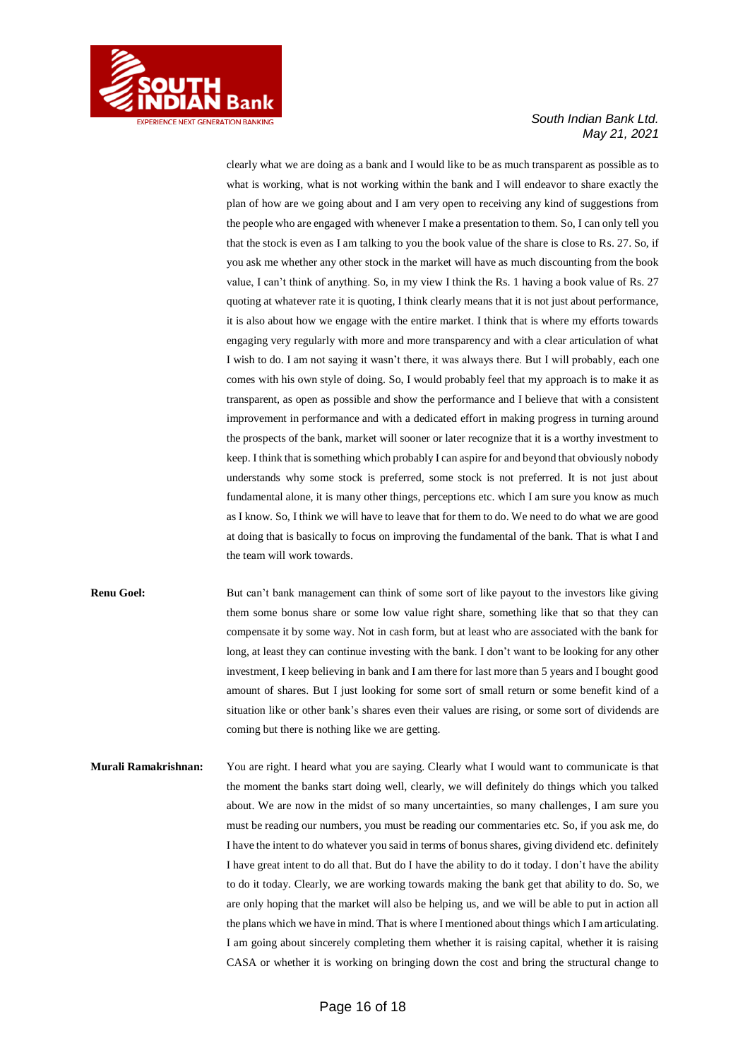clearly what we are doing as a bank and I would like to be as much transparent as possible as to what is working, what is not working within the bank and I will endeavor to share exactly the plan of how are we going about and I am very open to receiving any kind of suggestions from the people who are engaged with whenever I make a presentation to them. So, I can only tell you that the stock is even as I am talking to you the book value of the share is close to Rs. 27. So, if you ask me whether any other stock in the market will have as much discounting from the book value, I can't think of anything. So, in my view I think the Rs. 1 having a book value of Rs. 27 quoting at whatever rate it is quoting, I think clearly means that it is not just about performance, it is also about how we engage with the entire market. I think that is where my efforts towards engaging very regularly with more and more transparency and with a clear articulation of what I wish to do. I am not saying it wasn't there, it was always there. But I will probably, each one comes with his own style of doing. So, I would probably feel that my approach is to make it as transparent, as open as possible and show the performance and I believe that with a consistent improvement in performance and with a dedicated effort in making progress in turning around the prospects of the bank, market will sooner or later recognize that it is a worthy investment to keep. I think that is something which probably I can aspire for and beyond that obviously nobody understands why some stock is preferred, some stock is not preferred. It is not just about fundamental alone, it is many other things, perceptions etc. which I am sure you know as much as I know. So, I think we will have to leave that for them to do. We need to do what we are good at doing that is basically to focus on improving the fundamental of the bank. That is what I and the team will work towards.

**Renu Goel:** But can't bank management can think of some sort of like payout to the investors like giving them some bonus share or some low value right share, something like that so that they can compensate it by some way. Not in cash form, but at least who are associated with the bank for long, at least they can continue investing with the bank. I don't want to be looking for any other investment, I keep believing in bank and I am there for last more than 5 years and I bought good amount of shares. But I just looking for some sort of small return or some benefit kind of a situation like or other bank's shares even their values are rising, or some sort of dividends are coming but there is nothing like we are getting.

**Murali Ramakrishnan:** You are right. I heard what you are saying. Clearly what I would want to communicate is that the moment the banks start doing well, clearly, we will definitely do things which you talked about. We are now in the midst of so many uncertainties, so many challenges, I am sure you must be reading our numbers, you must be reading our commentaries etc. So, if you ask me, do I have the intent to do whatever you said in terms of bonus shares, giving dividend etc. definitely I have great intent to do all that. But do I have the ability to do it today. I don't have the ability to do it today. Clearly, we are working towards making the bank get that ability to do. So, we are only hoping that the market will also be helping us, and we will be able to put in action all the plans which we have in mind. That is where I mentioned about things which I am articulating. I am going about sincerely completing them whether it is raising capital, whether it is raising CASA or whether it is working on bringing down the cost and bring the structural change to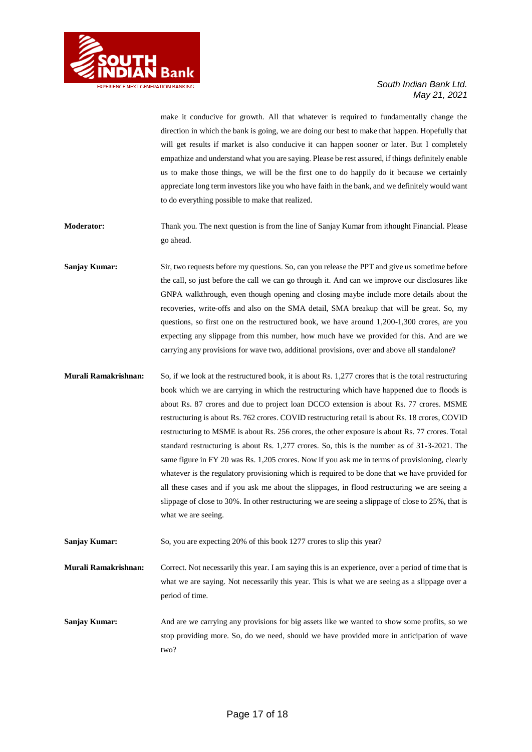make it conducive for growth. All that whatever is required to fundamentally change the direction in which the bank is going, we are doing our best to make that happen. Hopefully that will get results if market is also conducive it can happen sooner or later. But I completely empathize and understand what you are saying. Please be rest assured, if things definitely enable us to make those things, we will be the first one to do happily do it because we certainly appreciate long term investors like you who have faith in the bank, and we definitely would want to do everything possible to make that realized.

**Moderator:** Thank you. The next question is from the line of Sanjay Kumar from ithought Financial. Please go ahead.

**Sanjay Kumar:** Sir, two requests before my questions. So, can you release the PPT and give us sometime before the call, so just before the call we can go through it. And can we improve our disclosures like GNPA walkthrough, even though opening and closing maybe include more details about the recoveries, write-offs and also on the SMA detail, SMA breakup that will be great. So, my questions, so first one on the restructured book, we have around 1,200-1,300 crores, are you expecting any slippage from this number, how much have we provided for this. And are we carrying any provisions for wave two, additional provisions, over and above all standalone?

**Murali Ramakrishnan:** So, if we look at the restructured book, it is about Rs. 1,277 crores that is the total restructuring book which we are carrying in which the restructuring which have happened due to floods is about Rs. 87 crores and due to project loan DCCO extension is about Rs. 77 crores. MSME restructuring is about Rs. 762 crores. COVID restructuring retail is about Rs. 18 crores, COVID restructuring to MSME is about Rs. 256 crores, the other exposure is about Rs. 77 crores. Total standard restructuring is about Rs. 1,277 crores. So, this is the number as of 31-3-2021. The same figure in FY 20 was Rs. 1,205 crores. Now if you ask me in terms of provisioning, clearly whatever is the regulatory provisioning which is required to be done that we have provided for all these cases and if you ask me about the slippages, in flood restructuring we are seeing a slippage of close to 30%. In other restructuring we are seeing a slippage of close to 25%, that is what we are seeing.

**Sanjay Kumar:** So, you are expecting 20% of this book 1277 crores to slip this year?

**Murali Ramakrishnan:** Correct. Not necessarily this year. I am saying this is an experience, over a period of time that is what we are saying. Not necessarily this year. This is what we are seeing as a slippage over a period of time.

**Sanjay Kumar:** And are we carrying any provisions for big assets like we wanted to show some profits, so we stop providing more. So, do we need, should we have provided more in anticipation of wave two?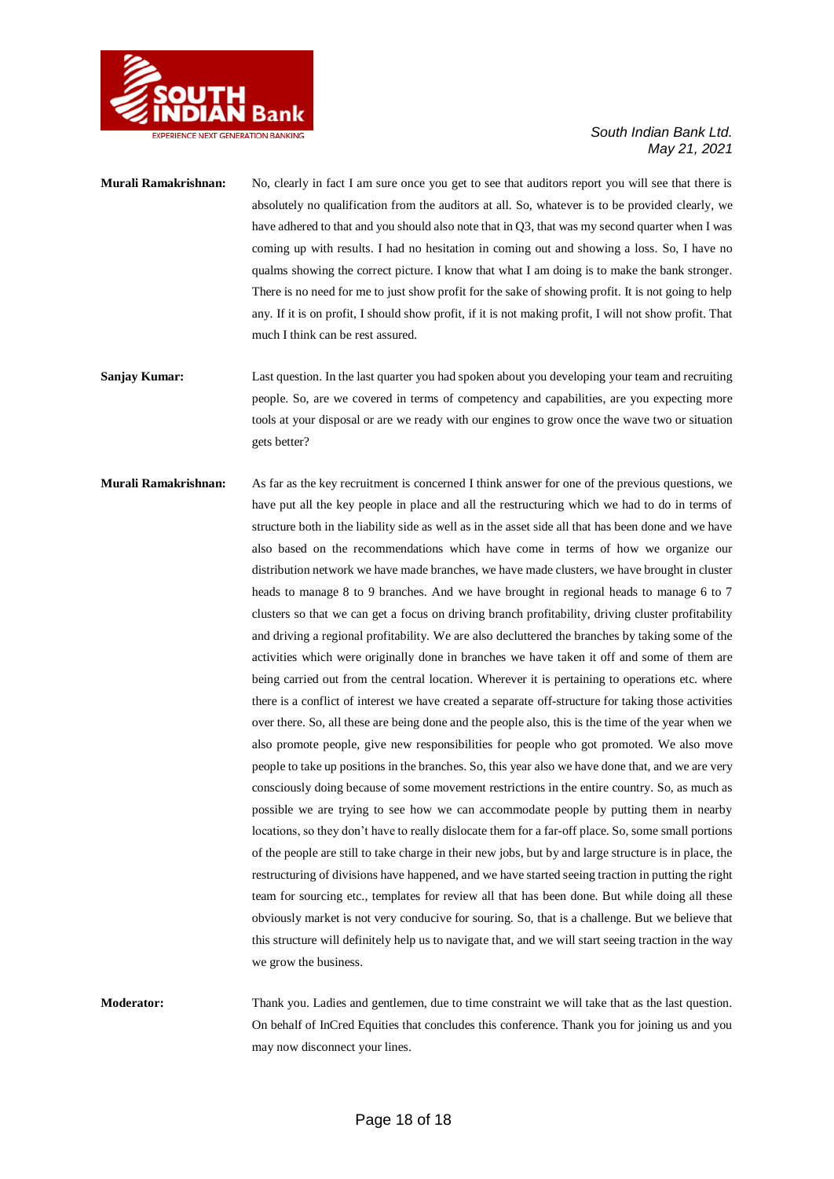**Murali Ramakrishnan:** No, clearly in fact I am sure once you get to see that auditors report you will see that there is absolutely no qualification from the auditors at all. So, whatever is to be provided clearly, we have adhered to that and you should also note that in Q3, that was my second quarter when I was coming up with results. I had no hesitation in coming out and showing a loss. So, I have no qualms showing the correct picture. I know that what I am doing is to make the bank stronger. There is no need for me to just show profit for the sake of showing profit. It is not going to help any. If it is on profit, I should show profit, if it is not making profit, I will not show profit. That much I think can be rest assured.

**Sanjay Kumar:** Last question. In the last quarter you had spoken about you developing your team and recruiting people. So, are we covered in terms of competency and capabilities, are you expecting more tools at your disposal or are we ready with our engines to grow once the wave two or situation gets better?

**Murali Ramakrishnan:** As far as the key recruitment is concerned I think answer for one of the previous questions, we have put all the key people in place and all the restructuring which we had to do in terms of structure both in the liability side as well as in the asset side all that has been done and we have also based on the recommendations which have come in terms of how we organize our distribution network we have made branches, we have made clusters, we have brought in cluster heads to manage 8 to 9 branches. And we have brought in regional heads to manage 6 to 7 clusters so that we can get a focus on driving branch profitability, driving cluster profitability and driving a regional profitability. We are also decluttered the branches by taking some of the activities which were originally done in branches we have taken it off and some of them are being carried out from the central location. Wherever it is pertaining to operations etc. where there is a conflict of interest we have created a separate off-structure for taking those activities over there. So, all these are being done and the people also, this is the time of the year when we also promote people, give new responsibilities for people who got promoted. We also move people to take up positions in the branches. So, this year also we have done that, and we are very consciously doing because of some movement restrictions in the entire country. So, as much as possible we are trying to see how we can accommodate people by putting them in nearby locations, so they don't have to really dislocate them for a far-off place. So, some small portions of the people are still to take charge in their new jobs, but by and large structure is in place, the restructuring of divisions have happened, and we have started seeing traction in putting the right team for sourcing etc., templates for review all that has been done. But while doing all these obviously market is not very conducive for souring. So, that is a challenge. But we believe that this structure will definitely help us to navigate that, and we will start seeing traction in the way we grow the business.

**Moderator:** Thank you. Ladies and gentlemen, due to time constraint we will take that as the last question. On behalf of InCred Equities that concludes this conference. Thank you for joining us and you may now disconnect your lines.